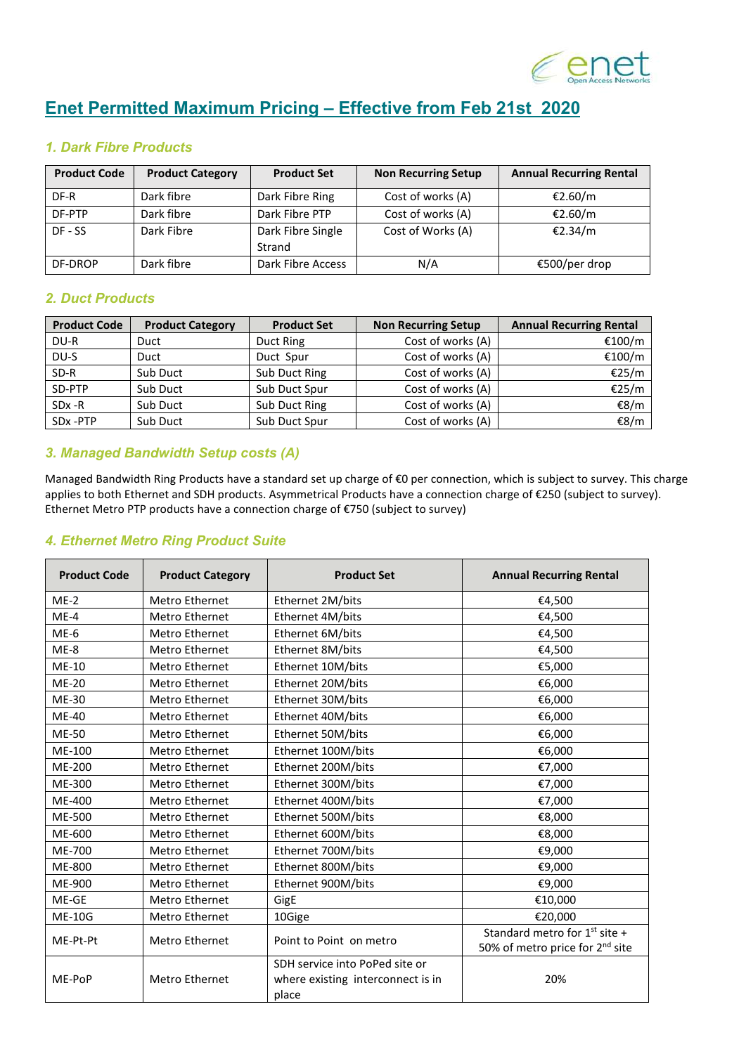# Enet Permitted Maximum Pricing – Effective from Feb 21st 2020

## 1. Dark Fibre Products

| Product Code | Product Category | Product Set | Non Recurring Setup | Annual Recurring Rental |
|---|---|---|---|---|
| DF-R | Dark fibre | Dark Fibre Ring | Cost of works (A) | €2.60/m |
| DF-PTP | Dark fibre | Dark Fibre PTP | Cost of works (A) | €2.60/m |
| DF - SS | Dark Fibre | Dark Fibre Single Strand | Cost of Works (A) | €2.34/m |
| DF-DROP | Dark fibre | Dark Fibre Access | N/A | €500/per drop |

## 2. Duct Products

| Product Code | Product Category | Product Set | Non Recurring Setup | Annual Recurring Rental |
|---|---|---|---|---|
| DU-R | Duct | Duct Ring | Cost of works (A) | €100/m |
| DU-S | Duct | Duct Spur | Cost of works (A) | €100/m |
| SD-R | Sub Duct | Sub Duct Ring | Cost of works (A) | €25/m |
| SD-PTP | Sub Duct | Sub Duct Spur | Cost of works (A) | €25/m |
| SDx -R | Sub Duct | Sub Duct Ring | Cost of works (A) | €8/m |
| SDx -PTP | Sub Duct | Sub Duct Spur | Cost of works (A) | €8/m |

## 3. Managed Bandwidth Setup costs (A)

Managed Bandwidth Ring Products have a standard set up charge of €0 per connection, which is subject to survey. This charge applies to both Ethernet and SDH products. Asymmetrical Products have a connection charge of €250 (subject to survey). Ethernet Metro PTP products have a connection charge of €750 (subject to survey)

## 4. Ethernet Metro Ring Product Suite

| Product Code | Product Category | Product Set | Annual Recurring Rental |
|---|---|---|---|
| ME-2 | Metro Ethernet | Ethernet 2M/bits | €4,500 |
| ME-4 | Metro Ethernet | Ethernet 4M/bits | €4,500 |
| ME-6 | Metro Ethernet | Ethernet 6M/bits | €4,500 |
| ME-8 | Metro Ethernet | Ethernet 8M/bits | €4,500 |
| ME-10 | Metro Ethernet | Ethernet 10M/bits | €5,000 |
| ME-20 | Metro Ethernet | Ethernet 20M/bits | €6,000 |
| ME-30 | Metro Ethernet | Ethernet 30M/bits | €6,000 |
| ME-40 | Metro Ethernet | Ethernet 40M/bits | €6,000 |
| ME-50 | Metro Ethernet | Ethernet 50M/bits | €6,000 |
| ME-100 | Metro Ethernet | Ethernet 100M/bits | €6,000 |
| ME-200 | Metro Ethernet | Ethernet 200M/bits | €7,000 |
| ME-300 | Metro Ethernet | Ethernet 300M/bits | €7,000 |
| ME-400 | Metro Ethernet | Ethernet 400M/bits | €7,000 |
| ME-500 | Metro Ethernet | Ethernet 500M/bits | €8,000 |
| ME-600 | Metro Ethernet | Ethernet 600M/bits | €8,000 |
| ME-700 | Metro Ethernet | Ethernet 700M/bits | €9,000 |
| ME-800 | Metro Ethernet | Ethernet 800M/bits | €9,000 |
| ME-900 | Metro Ethernet | Ethernet 900M/bits | €9,000 |
| ME-GE | Metro Ethernet | GigE | €10,000 |
| ME-10G | Metro Ethernet | 10Gige | €20,000 |
| ME-Pt-Pt | Metro Ethernet | Point to Point on metro | Standard metro for 1st site + 50% of metro price for 2nd site |
| ME-PoP | Metro Ethernet | SDH service into PoPed site or where existing interconnect is in place | 20% |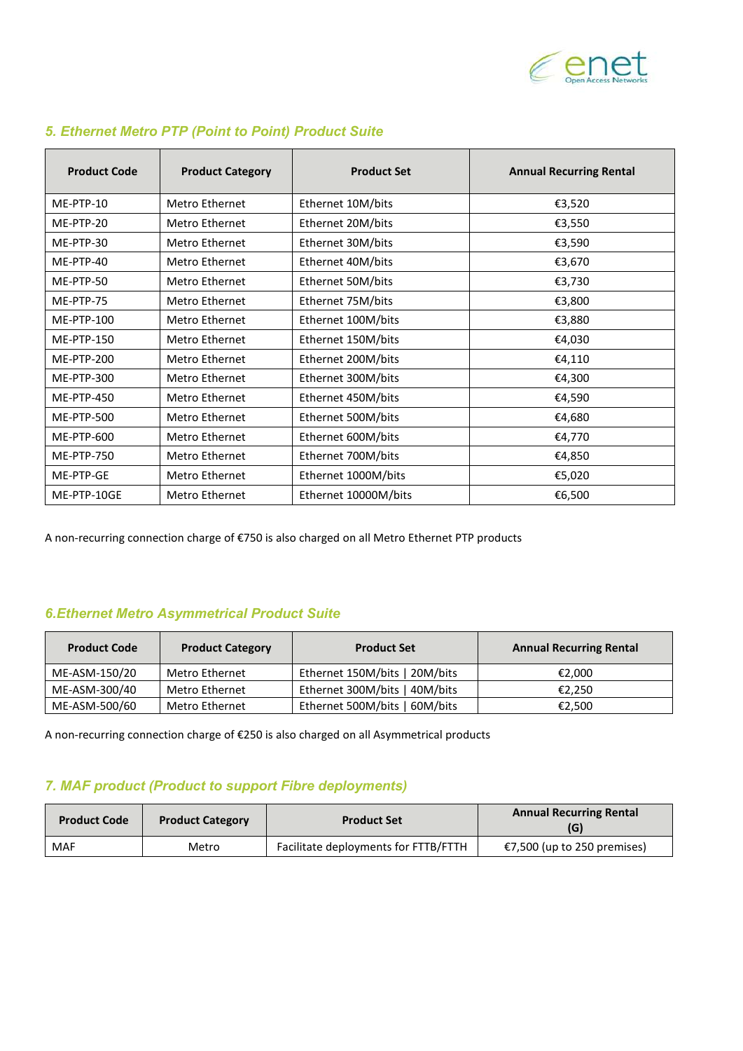## *5. Ethernet Metro PTP (Point to Point) Product Suite*

| Product Code | Product Category | Product Set | Annual Recurring Rental |
|---|---|---|---|
| ME-PTP-10 | Metro Ethernet | Ethernet 10M/bits | €3,520 |
| ME-PTP-20 | Metro Ethernet | Ethernet 20M/bits | €3,550 |
| ME-PTP-30 | Metro Ethernet | Ethernet 30M/bits | €3,590 |
| ME-PTP-40 | Metro Ethernet | Ethernet 40M/bits | €3,670 |
| ME-PTP-50 | Metro Ethernet | Ethernet 50M/bits | €3,730 |
| ME-PTP-75 | Metro Ethernet | Ethernet 75M/bits | €3,800 |
| ME-PTP-100 | Metro Ethernet | Ethernet 100M/bits | €3,880 |
| ME-PTP-150 | Metro Ethernet | Ethernet 150M/bits | €4,030 |
| ME-PTP-200 | Metro Ethernet | Ethernet 200M/bits | €4,110 |
| ME-PTP-300 | Metro Ethernet | Ethernet 300M/bits | €4,300 |
| ME-PTP-450 | Metro Ethernet | Ethernet 450M/bits | €4,590 |
| ME-PTP-500 | Metro Ethernet | Ethernet 500M/bits | €4,680 |
| ME-PTP-600 | Metro Ethernet | Ethernet 600M/bits | €4,770 |
| ME-PTP-750 | Metro Ethernet | Ethernet 700M/bits | €4,850 |
| ME-PTP-GE | Metro Ethernet | Ethernet 1000M/bits | €5,020 |
| ME-PTP-10GE | Metro Ethernet | Ethernet 10000M/bits | €6,500 |

A non-recurring connection charge of €750 is also charged on all Metro Ethernet PTP products

## *6.Ethernet Metro Asymmetrical Product Suite*

| Product Code | Product Category | Product Set | Annual Recurring Rental |
|---|---|---|---|
| ME-ASM-150/20 | Metro Ethernet | Ethernet 150M/bits \| 20M/bits | €2,000 |
| ME-ASM-300/40 | Metro Ethernet | Ethernet 300M/bits \| 40M/bits | €2,250 |
| ME-ASM-500/60 | Metro Ethernet | Ethernet 500M/bits \| 60M/bits | €2,500 |

A non-recurring connection charge of €250 is also charged on all Asymmetrical products

## *7. MAF product (Product to support Fibre deployments)*

| Product Code | Product Category | Product Set | Annual Recurring Rental (G) |
|---|---|---|---|
| MAF | Metro | Facilitate deployments for FTTB/FTTH | €7,500 (up to 250 premises) |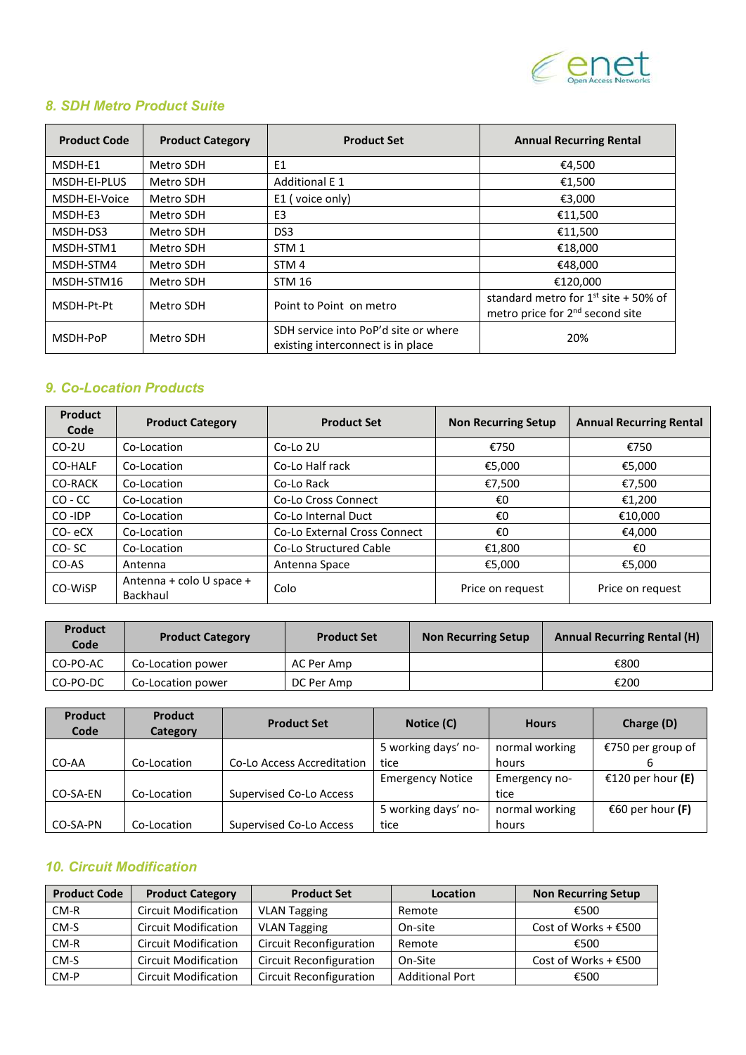## 8. SDH Metro Product Suite

| Product Code | Product Category | Product Set | Annual Recurring Rental |
|---|---|---|---|
| MSDH-E1 | Metro SDH | E1 | €4,500 |
| MSDH-EI-PLUS | Metro SDH | Additional E 1 | €1,500 |
| MSDH-EI-Voice | Metro SDH | E1 ( voice only) | €3,000 |
| MSDH-E3 | Metro SDH | E3 | €11,500 |
| MSDH-DS3 | Metro SDH | DS3 | €11,500 |
| MSDH-STM1 | Metro SDH | STM 1 | €18,000 |
| MSDH-STM4 | Metro SDH | STM 4 | €48,000 |
| MSDH-STM16 | Metro SDH | STM 16 | €120,000 |
| MSDH-Pt-Pt | Metro SDH | Point to Point on metro | standard metro for 1st site + 50% of metro price for 2nd second site |
| MSDH-PoP | Metro SDH | SDH service into PoP'd site or where existing interconnect is in place | 20% |

## 9. Co-Location Products

| Product Code | Product Category | Product Set | Non Recurring Setup | Annual Recurring Rental |
|---|---|---|---|---|
| CO-2U | Co-Location | Co-Lo 2U | €750 | €750 |
| CO-HALF | Co-Location | Co-Lo Half rack | €5,000 | €5,000 |
| CO-RACK | Co-Location | Co-Lo Rack | €7,500 | €7,500 |
| CO - CC | Co-Location | Co-Lo Cross Connect | €0 | €1,200 |
| CO -IDP | Co-Location | Co-Lo Internal Duct | €0 | €10,000 |
| CO- eCX | Co-Location | Co-Lo External Cross Connect | €0 | €4,000 |
| CO- SC | Co-Location | Co-Lo Structured Cable | €1,800 | €0 |
| CO-AS | Antenna | Antenna Space | €5,000 | €5,000 |
| CO-WiSP | Antenna + colo U space + Backhaul | Colo | Price on request | Price on request |

| Product Code | Product Category | Product Set | Non Recurring Setup | Annual Recurring Rental (H) |
|---|---|---|---|---|
| CO-PO-AC | Co-Location power | AC Per Amp | | €800 |
| CO-PO-DC | Co-Location power | DC Per Amp | | €200 |

| Product Code | Product Category | Product Set | Notice (C) | Hours | Charge (D) |
|---|---|---|---|---|---|
| CO-AA | Co-Location | Co-Lo Access Accreditation | 5 working days' notice | normal working hours | €750 per group of 6 |
| CO-SA-EN | Co-Location | Supervised Co-Lo Access | Emergency Notice | Emergency notice | €120 per hour **(E)** |
| CO-SA-PN | Co-Location | Supervised Co-Lo Access | 5 working days' notice | normal working hours | €60 per hour **(F)** |

## 10. Circuit Modification

| Product Code | Product Category | Product Set | Location | Non Recurring Setup |
|---|---|---|---|---|
| CM-R | Circuit Modification | VLAN Tagging | Remote | €500 |
| CM-S | Circuit Modification | VLAN Tagging | On-site | Cost of Works + €500 |
| CM-R | Circuit Modification | Circuit Reconfiguration | Remote | €500 |
| CM-S | Circuit Modification | Circuit Reconfiguration | On-Site | Cost of Works + €500 |
| CM-P | Circuit Modification | Circuit Reconfiguration | Additional Port | €500 |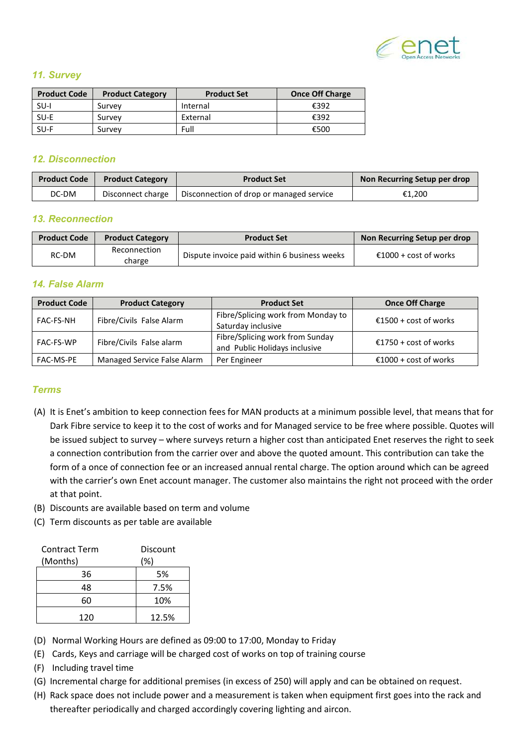### 11. Survey

| Product Code | Product Category | Product Set | Once Off Charge |
|---|---|---|---|
| SU-I | Survey | Internal | €392 |
| SU-E | Survey | External | €392 |
| SU-F | Survey | Full | €500 |

### 12. Disconnection

| Product Code | Product Category | Product Set | Non Recurring Setup per drop |
|---|---|---|---|
| DC-DM | Disconnect charge | Disconnection of drop or managed service | €1,200 |

### 13. Reconnection

| Product Code | Product Category | Product Set | Non Recurring Setup per drop |
|---|---|---|---|
| RC-DM | Reconnection charge | Dispute invoice paid within 6 business weeks | €1000 + cost of works |

### 14. False Alarm

| Product Code | Product Category | Product Set | Once Off Charge |
|---|---|---|---|
| FAC-FS-NH | Fibre/Civils False Alarm | Fibre/Splicing work from Monday to Saturday inclusive | €1500 + cost of works |
| FAC-FS-WP | Fibre/Civils False alarm | Fibre/Splicing work from Sunday and Public Holidays inclusive | €1750 + cost of works |
| FAC-MS-PE | Managed Service False Alarm | Per Engineer | €1000 + cost of works |

### Terms

(A) It is Enet's ambition to keep connection fees for MAN products at a minimum possible level, that means that for Dark Fibre service to keep it to the cost of works and for Managed service to be free where possible. Quotes will be issued subject to survey – where surveys return a higher cost than anticipated Enet reserves the right to seek a connection contribution from the carrier over and above the quoted amount. This contribution can take the form of a once of connection fee or an increased annual rental charge. The option around which can be agreed with the carrier's own Enet account manager. The customer also maintains the right not proceed with the order at that point.

(B) Discounts are available based on term and volume

(C) Term discounts as per table are available

| Contract Term (Months) | Discount (%) |
|---|---|
| 36 | 5% |
| 48 | 7.5% |
| 60 | 10% |
| 120 | 12.5% |

(D) Normal Working Hours are defined as 09:00 to 17:00, Monday to Friday

(E) Cards, Keys and carriage will be charged cost of works on top of training course

(F) Including travel time

(G) Incremental charge for additional premises (in excess of 250) will apply and can be obtained on request.

(H) Rack space does not include power and a measurement is taken when equipment first goes into the rack and thereafter periodically and charged accordingly covering lighting and aircon.